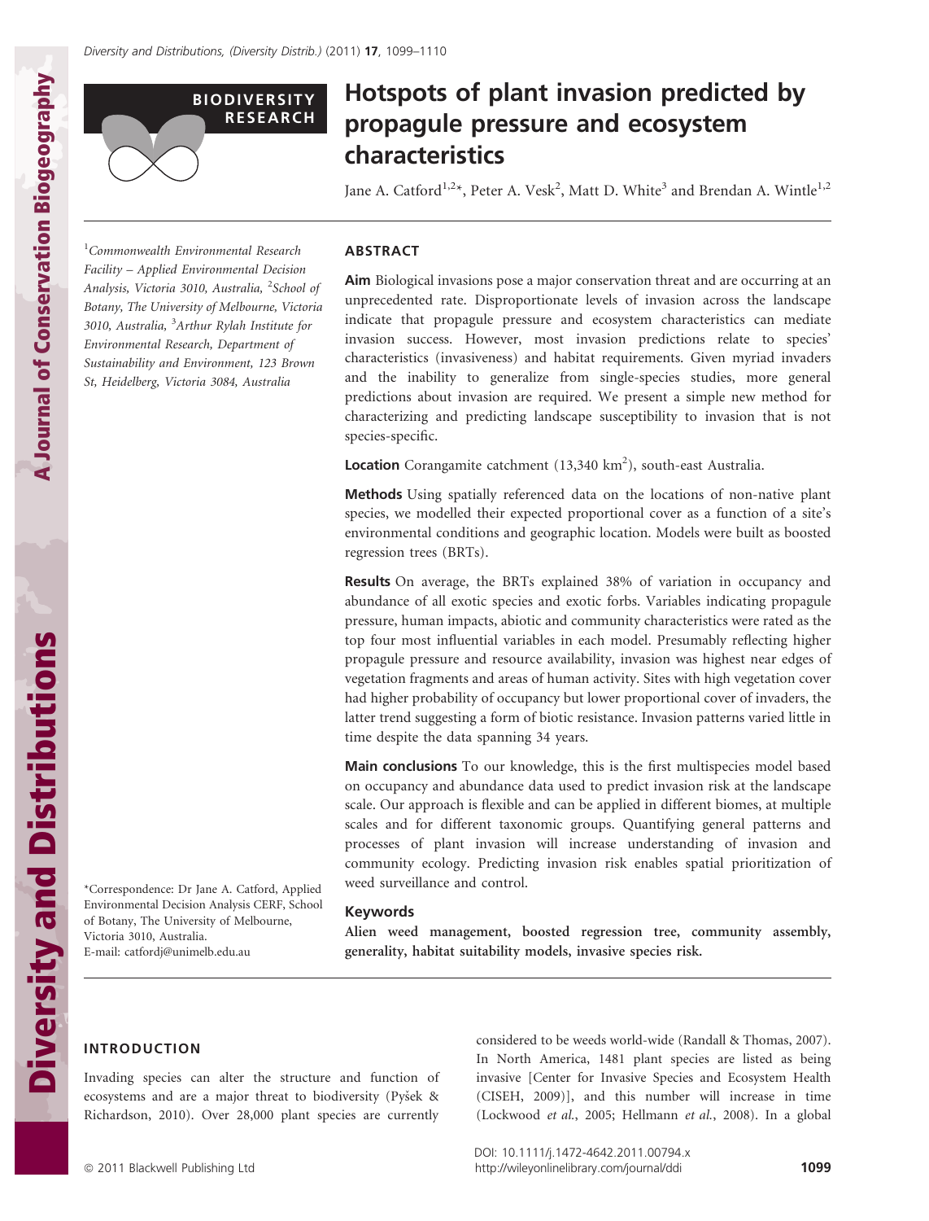BIODIVERSITY RESEARCH

# Hotspots of plant invasion predicted by propagule pressure and ecosystem characteristics

Jane A. Catford[1,2]*, Peter A. Vesk[2], Matt D. White[3] and Brendan A. Wintle[1,2]

[1]Commonwealth Environmental Research Facility – Applied Environmental Decision Analysis, Victoria 3010, Australia, [2]School of Botany, The University of Melbourne, Victoria 3010, Australia, [3]Arthur Rylah Institute for Environmental Research, Department of Sustainability and Environment, 123 Brown St, Heidelberg, Victoria 3084, Australia

*Correspondence: Dr Jane A. Catford, Applied Environmental Decision Analysis CERF, School of Botany, The University of Melbourne, Victoria 3010, Australia.
E-mail: catfordj@unimelb.edu.au

## ABSTRACT

**Aim** Biological invasions pose a major conservation threat and are occurring at an unprecedented rate. Disproportionate levels of invasion across the landscape indicate that propagule pressure and ecosystem characteristics can mediate invasion success. However, most invasion predictions relate to species' characteristics (invasiveness) and habitat requirements. Given myriad invaders and the inability to generalize from single-species studies, more general predictions about invasion are required. We present a simple new method for characterizing and predicting landscape susceptibility to invasion that is not species-specific.

**Location** Corangamite catchment (13,340 km$^2$), south-east Australia.

**Methods** Using spatially referenced data on the locations of non-native plant species, we modelled their expected proportional cover as a function of a site's environmental conditions and geographic location. Models were built as boosted regression trees (BRTs).

**Results** On average, the BRTs explained 38% of variation in occupancy and abundance of all exotic species and exotic forbs. Variables indicating propagule pressure, human impacts, abiotic and community characteristics were rated as the top four most influential variables in each model. Presumably reflecting higher propagule pressure and resource availability, invasion was highest near edges of vegetation fragments and areas of human activity. Sites with high vegetation cover had higher probability of occupancy but lower proportional cover of invaders, the latter trend suggesting a form of biotic resistance. Invasion patterns varied little in time despite the data spanning 34 years.

**Main conclusions** To our knowledge, this is the first multispecies model based on occupancy and abundance data used to predict invasion risk at the landscape scale. Our approach is flexible and can be applied in different biomes, at multiple scales and for different taxonomic groups. Quantifying general patterns and processes of plant invasion will increase understanding of invasion and community ecology. Predicting invasion risk enables spatial prioritization of weed surveillance and control.

### Keywords

**Alien weed management, boosted regression tree, community assembly, generality, habitat suitability models, invasive species risk.**

## INTRODUCTION

Invading species can alter the structure and function of ecosystems and are a major threat to biodiversity (Pyšek & Richardson, 2010). Over 28,000 plant species are currently considered to be weeds world-wide (Randall & Thomas, 2007). In North America, 1481 plant species are listed as being invasive [Center for Invasive Species and Ecosystem Health (CISEH, 2009)], and this number will increase in time (Lockwood *et al.*, 2005; Hellmann *et al.*, 2008). In a global

DOI: 10.1111/j.1472-4642.2011.00794.x
http://wileyonlinelibrary.com/journal/ddi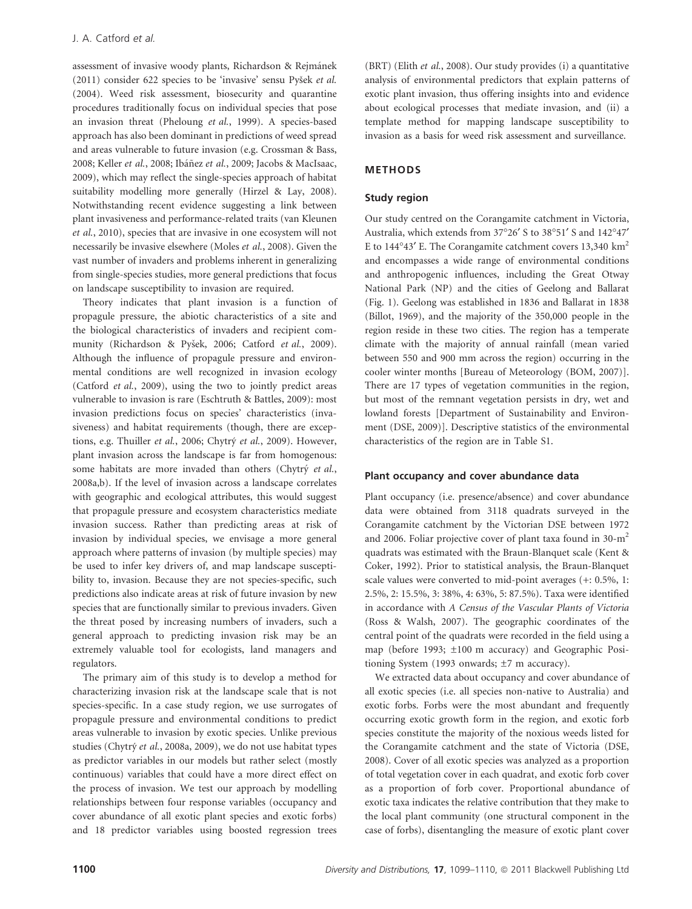assessment of invasive woody plants, Richardson & Rejmánek (2011) consider 622 species to be 'invasive' sensu Pyšek *et al.* (2004). Weed risk assessment, biosecurity and quarantine procedures traditionally focus on individual species that pose an invasion threat (Pheloung *et al.*, 1999). A species-based approach has also been dominant in predictions of weed spread and areas vulnerable to future invasion (e.g. Crossman & Bass, 2008; Keller *et al.*, 2008; Ibáñez *et al.*, 2009; Jacobs & MacIsaac, 2009), which may reflect the single-species approach of habitat suitability modelling more generally (Hirzel & Lay, 2008). Notwithstanding recent evidence suggesting a link between plant invasiveness and performance-related traits (van Kleunen *et al.*, 2010), species that are invasive in one ecosystem will not necessarily be invasive elsewhere (Moles *et al.*, 2008). Given the vast number of invaders and problems inherent in generalizing from single-species studies, more general predictions that focus on landscape susceptibility to invasion are required.

Theory indicates that plant invasion is a function of propagule pressure, the abiotic characteristics of a site and the biological characteristics of invaders and recipient community (Richardson & Pyšek, 2006; Catford *et al.*, 2009). Although the influence of propagule pressure and environmental conditions are well recognized in invasion ecology (Catford *et al.*, 2009), using the two to jointly predict areas vulnerable to invasion is rare (Eschtruth & Battles, 2009): most invasion predictions focus on species' characteristics (invasiveness) and habitat requirements (though, there are exceptions, e.g. Thuiller *et al.*, 2006; Chytrý *et al.*, 2009). However, plant invasion across the landscape is far from homogenous: some habitats are more invaded than others (Chytrý *et al.*, 2008a,b). If the level of invasion across a landscape correlates with geographic and ecological attributes, this would suggest that propagule pressure and ecosystem characteristics mediate invasion success. Rather than predicting areas at risk of invasion by individual species, we envisage a more general approach where patterns of invasion (by multiple species) may be used to infer key drivers of, and map landscape susceptibility to, invasion. Because they are not species-specific, such predictions also indicate areas at risk of future invasion by new species that are functionally similar to previous invaders. Given the threat posed by increasing numbers of invaders, such a general approach to predicting invasion risk may be an extremely valuable tool for ecologists, land managers and regulators.

The primary aim of this study is to develop a method for characterizing invasion risk at the landscape scale that is not species-specific. In a case study region, we use surrogates of propagule pressure and environmental conditions to predict areas vulnerable to invasion by exotic species. Unlike previous studies (Chytrý *et al.*, 2008a, 2009), we do not use habitat types as predictor variables in our models but rather select (mostly continuous) variables that could have a more direct effect on the process of invasion. We test our approach by modelling relationships between four response variables (occupancy and cover abundance of all exotic plant species and exotic forbs) and 18 predictor variables using boosted regression trees (BRT) (Elith *et al.*, 2008). Our study provides (i) a quantitative analysis of environmental predictors that explain patterns of exotic plant invasion, thus offering insights into and evidence about ecological processes that mediate invasion, and (ii) a template method for mapping landscape susceptibility to invasion as a basis for weed risk assessment and surveillance.

## METHODS

### Study region

Our study centred on the Corangamite catchment in Victoria, Australia, which extends from 37°26′ S to 38°51′ S and 142°47′ E to 144°43′ E. The Corangamite catchment covers 13,340 km$^2$ and encompasses a wide range of environmental conditions and anthropogenic influences, including the Great Otway National Park (NP) and the cities of Geelong and Ballarat (Fig. 1). Geelong was established in 1836 and Ballarat in 1838 (Billot, 1969), and the majority of the 350,000 people in the region reside in these two cities. The region has a temperate climate with the majority of annual rainfall (mean varied between 550 and 900 mm across the region) occurring in the cooler winter months [Bureau of Meteorology (BOM, 2007)]. There are 17 types of vegetation communities in the region, but most of the remnant vegetation persists in dry, wet and lowland forests [Department of Sustainability and Environment (DSE, 2009)]. Descriptive statistics of the environmental characteristics of the region are in Table S1.

### Plant occupancy and cover abundance data

Plant occupancy (i.e. presence/absence) and cover abundance data were obtained from 3118 quadrats surveyed in the Corangamite catchment by the Victorian DSE between 1972 and 2006. Foliar projective cover of plant taxa found in 30-m$^2$ quadrats was estimated with the Braun-Blanquet scale (Kent & Coker, 1992). Prior to statistical analysis, the Braun-Blanquet scale values were converted to mid-point averages (+: 0.5%, 1: 2.5%, 2: 15.5%, 3: 38%, 4: 63%, 5: 87.5%). Taxa were identified in accordance with *A Census of the Vascular Plants of Victoria* (Ross & Walsh, 2007). The geographic coordinates of the central point of the quadrats were recorded in the field using a map (before 1993; ±100 m accuracy) and Geographic Positioning System (1993 onwards; ±7 m accuracy).

We extracted data about occupancy and cover abundance of all exotic species (i.e. all species non-native to Australia) and exotic forbs. Forbs were the most abundant and frequently occurring exotic growth form in the region, and exotic forb species constitute the majority of the noxious weeds listed for the Corangamite catchment and the state of Victoria (DSE, 2008). Cover of all exotic species was analyzed as a proportion of total vegetation cover in each quadrat, and exotic forb cover as a proportion of forb cover. Proportional abundance of exotic taxa indicates the relative contribution that they make to the local plant community (one structural component in the case of forbs), disentangling the measure of exotic plant cover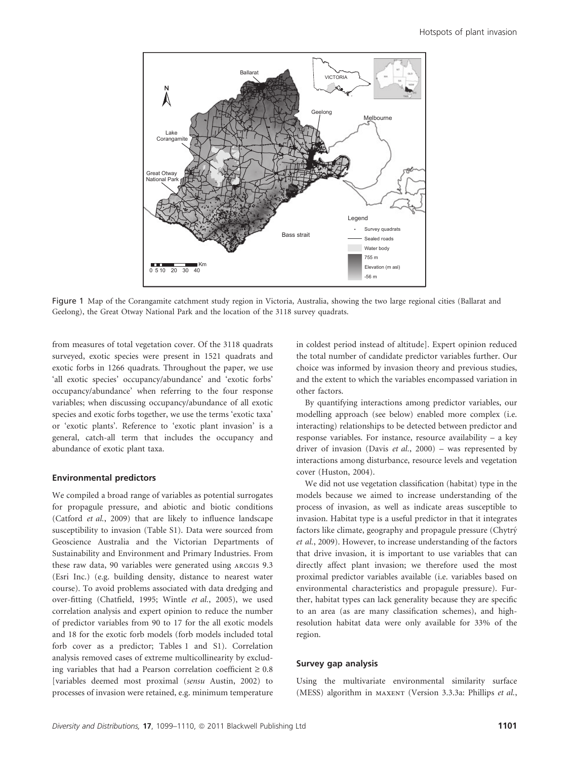Figure 1 Map of the Corangamite catchment study region in Victoria, Australia, showing the two large regional cities (Ballarat and Geelong), the Great Otway National Park and the location of the 3118 survey quadrats.

from measures of total vegetation cover. Of the 3118 quadrats surveyed, exotic species were present in 1521 quadrats and exotic forbs in 1266 quadrats. Throughout the paper, we use 'all exotic species' occupancy/abundance' and 'exotic forbs' occupancy/abundance' when referring to the four response variables; when discussing occupancy/abundance of all exotic species and exotic forbs together, we use the terms 'exotic taxa' or 'exotic plants'. Reference to 'exotic plant invasion' is a general, catch-all term that includes the occupancy and abundance of exotic plant taxa.

### Environmental predictors

We compiled a broad range of variables as potential surrogates for propagule pressure, and abiotic and biotic conditions (Catford *et al.*, 2009) that are likely to influence landscape susceptibility to invasion (Table S1). Data were sourced from Geoscience Australia and the Victorian Departments of Sustainability and Environment and Primary Industries. From these raw data, 90 variables were generated using ARCGIS 9.3 (Esri Inc.) (e.g. building density, distance to nearest water course). To avoid problems associated with data dredging and over-fitting (Chatfield, 1995; Wintle *et al.*, 2005), we used correlation analysis and expert opinion to reduce the number of predictor variables from 90 to 17 for the all exotic models and 18 for the exotic forb models (forb models included total forb cover as a predictor; Tables 1 and S1). Correlation analysis removed cases of extreme multicollinearity by excluding variables that had a Pearson correlation coefficient ≥ 0.8 [variables deemed most proximal (*sensu* Austin, 2002) to processes of invasion were retained, e.g. minimum temperature in coldest period instead of altitude]. Expert opinion reduced the total number of candidate predictor variables further. Our choice was informed by invasion theory and previous studies, and the extent to which the variables encompassed variation in other factors.

By quantifying interactions among predictor variables, our modelling approach (see below) enabled more complex (i.e. interacting) relationships to be detected between predictor and response variables. For instance, resource availability – a key driver of invasion (Davis *et al.*, 2000) – was represented by interactions among disturbance, resource levels and vegetation cover (Huston, 2004).

We did not use vegetation classification (habitat) type in the models because we aimed to increase understanding of the process of invasion, as well as indicate areas susceptible to invasion. Habitat type is a useful predictor in that it integrates factors like climate, geography and propagule pressure (Chytrý *et al.*, 2009). However, to increase understanding of the factors that drive invasion, it is important to use variables that can directly affect plant invasion; we therefore used the most proximal predictor variables available (i.e. variables based on environmental characteristics and propagule pressure). Further, habitat types can lack generality because they are specific to an area (as are many classification schemes), and high-resolution habitat data were only available for 33% of the region.

### Survey gap analysis

Using the multivariate environmental similarity surface (MESS) algorithm in MAXENT (Version 3.3.3a: Phillips *et al.*,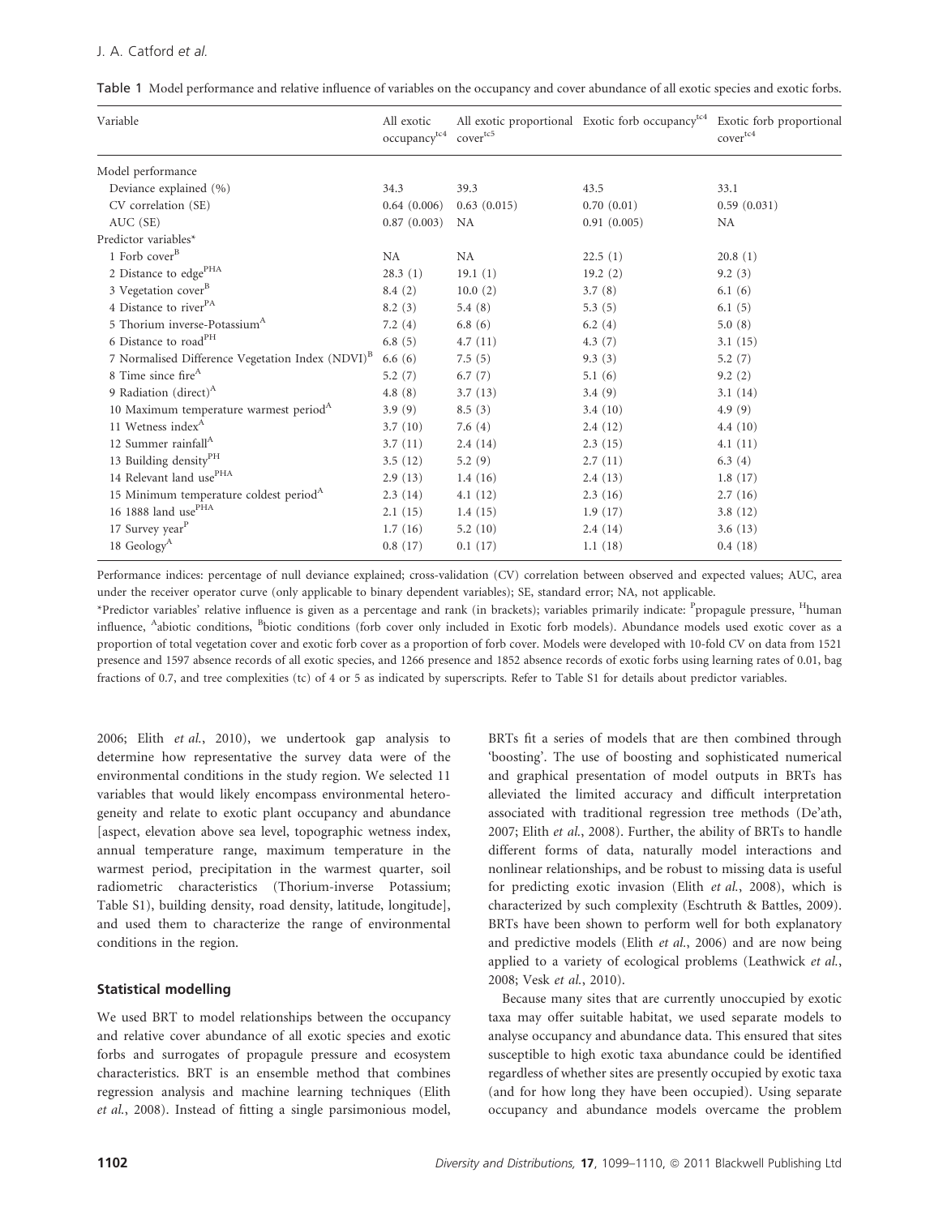Table 1 Model performance and relative influence of variables on the occupancy and cover abundance of all exotic species and exotic forbs.

| Variable | All exotic occupancy[tc4] | All exotic proportional cover[tc5] | Exotic forb occupancy[tc4] | Exotic forb proportional cover[tc4] |
|---|---|---|---|---|
| Model performance | | | | |
| Deviance explained (%) | 34.3 | 39.3 | 43.5 | 33.1 |
| CV correlation (SE) | 0.64 (0.006) | 0.63 (0.015) | 0.70 (0.01) | 0.59 (0.031) |
| AUC (SE) | 0.87 (0.003) | NA | 0.91 (0.005) | NA |
| Predictor variables* | | | | |
| 1 Forb cover[B] | NA | NA | 22.5 (1) | 20.8 (1) |
| 2 Distance to edge[PHA] | 28.3 (1) | 19.1 (1) | 19.2 (2) | 9.2 (3) |
| 3 Vegetation cover[B] | 8.4 (2) | 10.0 (2) | 3.7 (8) | 6.1 (6) |
| 4 Distance to river[PA] | 8.2 (3) | 5.4 (8) | 5.3 (5) | 6.1 (5) |
| 5 Thorium inverse-Potassium[A] | 7.2 (4) | 6.8 (6) | 6.2 (4) | 5.0 (8) |
| 6 Distance to road[PH] | 6.8 (5) | 4.7 (11) | 4.3 (7) | 3.1 (15) |
| 7 Normalised Difference Vegetation Index (NDVI)[B] | 6.6 (6) | 7.5 (5) | 9.3 (3) | 5.2 (7) |
| 8 Time since fire[A] | 5.2 (7) | 6.7 (7) | 5.1 (6) | 9.2 (2) |
| 9 Radiation (direct)[A] | 4.8 (8) | 3.7 (13) | 3.4 (9) | 3.1 (14) |
| 10 Maximum temperature warmest period[A] | 3.9 (9) | 8.5 (3) | 3.4 (10) | 4.9 (9) |
| 11 Wetness index[A] | 3.7 (10) | 7.6 (4) | 2.4 (12) | 4.4 (10) |
| 12 Summer rainfall[A] | 3.7 (11) | 2.4 (14) | 2.3 (15) | 4.1 (11) |
| 13 Building density[PH] | 3.5 (12) | 5.2 (9) | 2.7 (11) | 6.3 (4) |
| 14 Relevant land use[PHA] | 2.9 (13) | 1.4 (16) | 2.4 (13) | 1.8 (17) |
| 15 Minimum temperature coldest period[A] | 2.3 (14) | 4.1 (12) | 2.3 (16) | 2.7 (16) |
| 16 1888 land use[PHA] | 2.1 (15) | 1.4 (15) | 1.9 (17) | 3.8 (12) |
| 17 Survey year[P] | 1.7 (16) | 5.2 (10) | 2.4 (14) | 3.6 (13) |
| 18 Geology[A] | 0.8 (17) | 0.1 (17) | 1.1 (18) | 0.4 (18) |

Performance indices: percentage of null deviance explained; cross-validation (CV) correlation between observed and expected values; AUC, area under the receiver operator curve (only applicable to binary dependent variables); SE, standard error; NA, not applicable.

*Predictor variables' relative influence is given as a percentage and rank (in brackets); variables primarily indicate: [P]propagule pressure, [H]human influence, [A]abiotic conditions, [B]biotic conditions (forb cover only included in Exotic forb models). Abundance models used exotic cover as a proportion of total vegetation cover and exotic forb cover as a proportion of forb cover. Models were developed with 10-fold CV on data from 1521 presence and 1597 absence records of all exotic species, and 1266 presence and 1852 absence records of exotic forbs using learning rates of 0.01, bag fractions of 0.7, and tree complexities (tc) of 4 or 5 as indicated by superscripts. Refer to Table S1 for details about predictor variables.

2006; Elith *et al.*, 2010), we undertook gap analysis to determine how representative the survey data were of the environmental conditions in the study region. We selected 11 variables that would likely encompass environmental heterogeneity and relate to exotic plant occupancy and abundance [aspect, elevation above sea level, topographic wetness index, annual temperature range, maximum temperature in the warmest period, precipitation in the warmest quarter, soil radiometric characteristics (Thorium-inverse Potassium; Table S1), building density, road density, latitude, longitude], and used them to characterize the range of environmental conditions in the region.

### Statistical modelling

We used BRT to model relationships between the occupancy and relative cover abundance of all exotic species and exotic forbs and surrogates of propagule pressure and ecosystem characteristics. BRT is an ensemble method that combines regression analysis and machine learning techniques (Elith *et al.*, 2008). Instead of fitting a single parsimonious model, BRTs fit a series of models that are then combined through 'boosting'. The use of boosting and sophisticated numerical and graphical presentation of model outputs in BRTs has alleviated the limited accuracy and difficult interpretation associated with traditional regression tree methods (De'ath, 2007; Elith *et al.*, 2008). Further, the ability of BRTs to handle different forms of data, naturally model interactions and nonlinear relationships, and be robust to missing data is useful for predicting exotic invasion (Elith *et al.*, 2008), which is characterized by such complexity (Eschtruth & Battles, 2009). BRTs have been shown to perform well for both explanatory and predictive models (Elith *et al.*, 2006) and are now being applied to a variety of ecological problems (Leathwick *et al.*, 2008; Vesk *et al.*, 2010).

Because many sites that are currently unoccupied by exotic taxa may offer suitable habitat, we used separate models to analyse occupancy and abundance data. This ensured that sites susceptible to high exotic taxa abundance could be identified regardless of whether sites are presently occupied by exotic taxa (and for how long they have been occupied). Using separate occupancy and abundance models overcame the problem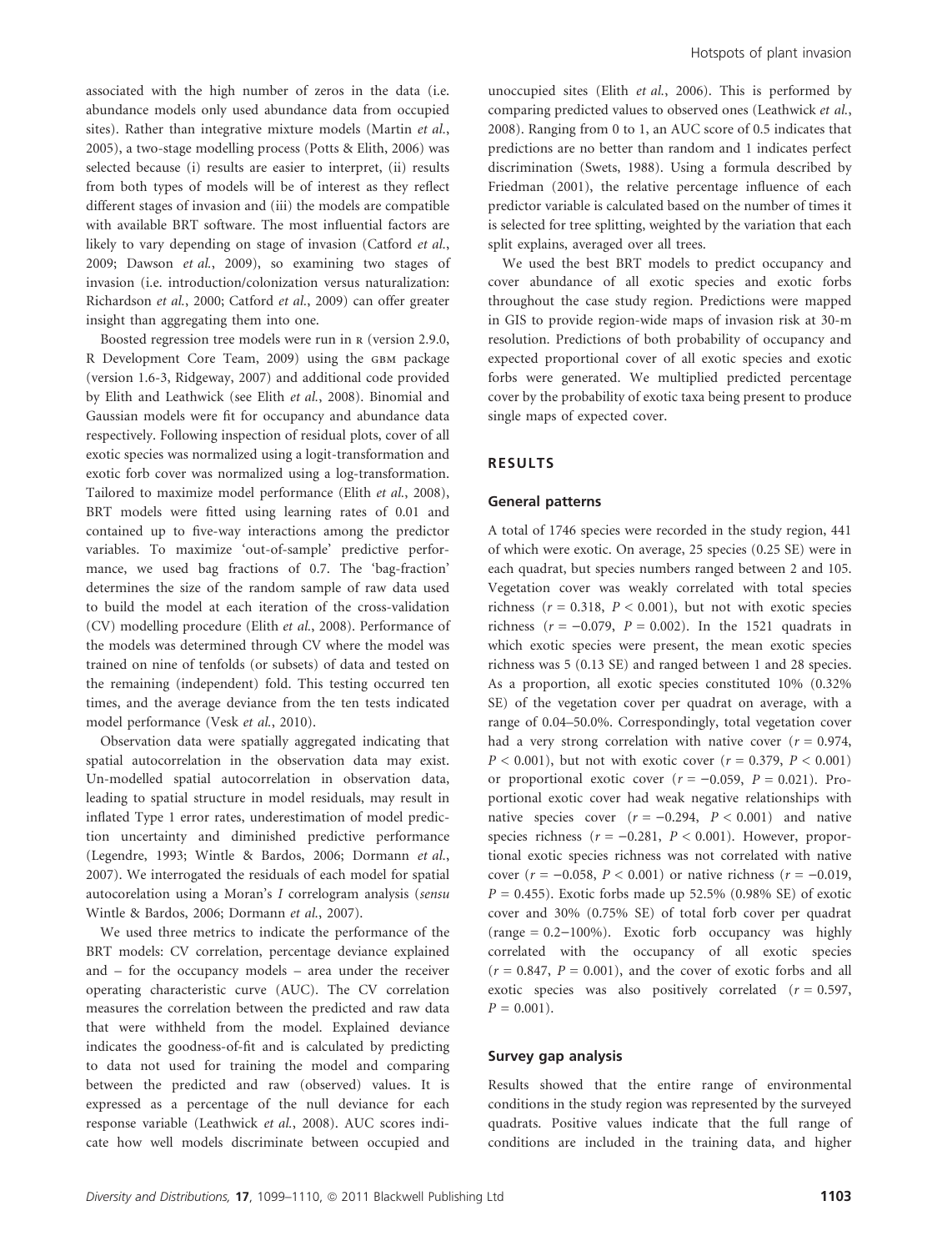associated with the high number of zeros in the data (i.e. abundance models only used abundance data from occupied sites). Rather than integrative mixture models (Martin *et al.*, 2005), a two-stage modelling process (Potts & Elith, 2006) was selected because (i) results are easier to interpret, (ii) results from both types of models will be of interest as they reflect different stages of invasion and (iii) the models are compatible with available BRT software. The most influential factors are likely to vary depending on stage of invasion (Catford *et al.*, 2009; Dawson *et al.*, 2009), so examining two stages of invasion (i.e. introduction/colonization versus naturalization: Richardson *et al.*, 2000; Catford *et al.*, 2009) can offer greater insight than aggregating them into one.

Boosted regression tree models were run in R (version 2.9.0, R Development Core Team, 2009) using the GBM package (version 1.6-3, Ridgeway, 2007) and additional code provided by Elith and Leathwick (see Elith *et al.*, 2008). Binomial and Gaussian models were fit for occupancy and abundance data respectively. Following inspection of residual plots, cover of all exotic species was normalized using a logit-transformation and exotic forb cover was normalized using a log-transformation. Tailored to maximize model performance (Elith *et al.*, 2008), BRT models were fitted using learning rates of 0.01 and contained up to five-way interactions among the predictor variables. To maximize 'out-of-sample' predictive performance, we used bag fractions of 0.7. The 'bag-fraction' determines the size of the random sample of raw data used to build the model at each iteration of the cross-validation (CV) modelling procedure (Elith *et al.*, 2008). Performance of the models was determined through CV where the model was trained on nine of tenfolds (or subsets) of data and tested on the remaining (independent) fold. This testing occurred ten times, and the average deviance from the ten tests indicated model performance (Vesk *et al.*, 2010).

Observation data were spatially aggregated indicating that spatial autocorrelation in the observation data may exist. Un-modelled spatial autocorrelation in observation data, leading to spatial structure in model residuals, may result in inflated Type 1 error rates, underestimation of model prediction uncertainty and diminished predictive performance (Legendre, 1993; Wintle & Bardos, 2006; Dormann *et al.*, 2007). We interrogated the residuals of each model for spatial autocorelation using a Moran's *I* correlogram analysis (*sensu* Wintle & Bardos, 2006; Dormann *et al.*, 2007).

We used three metrics to indicate the performance of the BRT models: CV correlation, percentage deviance explained and – for the occupancy models – area under the receiver operating characteristic curve (AUC). The CV correlation measures the correlation between the predicted and raw data that were withheld from the model. Explained deviance indicates the goodness-of-fit and is calculated by predicting to data not used for training the model and comparing between the predicted and raw (observed) values. It is expressed as a percentage of the null deviance for each response variable (Leathwick *et al.*, 2008). AUC scores indicate how well models discriminate between occupied and unoccupied sites (Elith *et al.*, 2006). This is performed by comparing predicted values to observed ones (Leathwick *et al.*, 2008). Ranging from 0 to 1, an AUC score of 0.5 indicates that predictions are no better than random and 1 indicates perfect discrimination (Swets, 1988). Using a formula described by Friedman (2001), the relative percentage influence of each predictor variable is calculated based on the number of times it is selected for tree splitting, weighted by the variation that each split explains, averaged over all trees.

We used the best BRT models to predict occupancy and cover abundance of all exotic species and exotic forbs throughout the case study region. Predictions were mapped in GIS to provide region-wide maps of invasion risk at 30-m resolution. Predictions of both probability of occupancy and expected proportional cover of all exotic species and exotic forbs were generated. We multiplied predicted percentage cover by the probability of exotic taxa being present to produce single maps of expected cover.

## RESULTS

### General patterns

A total of 1746 species were recorded in the study region, 441 of which were exotic. On average, 25 species (0.25 SE) were in each quadrat, but species numbers ranged between 2 and 105. Vegetation cover was weakly correlated with total species richness ($r = 0.318$, $P < 0.001$), but not with exotic species richness ($r = -0.079$, $P = 0.002$). In the 1521 quadrats in which exotic species were present, the mean exotic species richness was 5 (0.13 SE) and ranged between 1 and 28 species. As a proportion, all exotic species constituted 10% (0.32% SE) of the vegetation cover per quadrat on average, with a range of 0.04–50.0%. Correspondingly, total vegetation cover had a very strong correlation with native cover ($r = 0.974$, $P < 0.001$), but not with exotic cover ($r = 0.379$, $P < 0.001$) or proportional exotic cover ($r = -0.059$, $P = 0.021$). Proportional exotic cover had weak negative relationships with native species cover ($r = -0.294$, $P < 0.001$) and native species richness ($r = -0.281$, $P < 0.001$). However, proportional exotic species richness was not correlated with native cover ($r = -0.058$, $P < 0.001$) or native richness ($r = -0.019$, $P = 0.455$). Exotic forbs made up 52.5% (0.98% SE) of exotic cover and 30% (0.75% SE) of total forb cover per quadrat (range = 0.2–100%). Exotic forb occupancy was highly correlated with the occupancy of all exotic species ($r = 0.847$, $P = 0.001$), and the cover of exotic forbs and all exotic species was also positively correlated ($r = 0.597$, $P = 0.001$).

### Survey gap analysis

Results showed that the entire range of environmental conditions in the study region was represented by the surveyed quadrats. Positive values indicate that the full range of conditions are included in the training data, and higher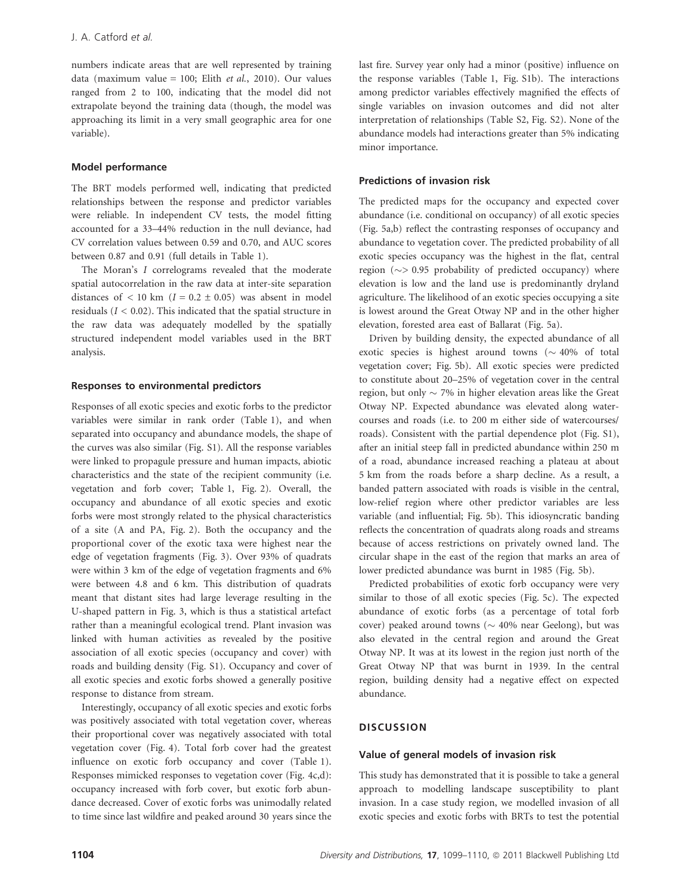numbers indicate areas that are well represented by training data (maximum value = 100; Elith *et al.*, 2010). Our values ranged from 2 to 100, indicating that the model did not extrapolate beyond the training data (though, the model was approaching its limit in a very small geographic area for one variable).

### Model performance

The BRT models performed well, indicating that predicted relationships between the response and predictor variables were reliable. In independent CV tests, the model fitting accounted for a 33–44% reduction in the null deviance, had CV correlation values between 0.59 and 0.70, and AUC scores between 0.87 and 0.91 (full details in Table 1).

The Moran's *I* correlograms revealed that the moderate spatial autocorrelation in the raw data at inter-site separation distances of < 10 km ($I = 0.2 \pm 0.05$) was absent in model residuals ($I < 0.02$). This indicated that the spatial structure in the raw data was adequately modelled by the spatially structured independent model variables used in the BRT analysis.

### Responses to environmental predictors

Responses of all exotic species and exotic forbs to the predictor variables were similar in rank order (Table 1), and when separated into occupancy and abundance models, the shape of the curves was also similar (Fig. S1). All the response variables were linked to propagule pressure and human impacts, abiotic characteristics and the state of the recipient community (i.e. vegetation and forb cover; Table 1, Fig. 2). Overall, the occupancy and abundance of all exotic species and exotic forbs were most strongly related to the physical characteristics of a site (A and PA, Fig. 2). Both the occupancy and the proportional cover of the exotic taxa were highest near the edge of vegetation fragments (Fig. 3). Over 93% of quadrats were within 3 km of the edge of vegetation fragments and 6% were between 4.8 and 6 km. This distribution of quadrats meant that distant sites had large leverage resulting in the U-shaped pattern in Fig. 3, which is thus a statistical artefact rather than a meaningful ecological trend. Plant invasion was linked with human activities as revealed by the positive association of all exotic species (occupancy and cover) with roads and building density (Fig. S1). Occupancy and cover of all exotic species and exotic forbs showed a generally positive response to distance from stream.

Interestingly, occupancy of all exotic species and exotic forbs was positively associated with total vegetation cover, whereas their proportional cover was negatively associated with total vegetation cover (Fig. 4). Total forb cover had the greatest influence on exotic forb occupancy and cover (Table 1). Responses mimicked responses to vegetation cover (Fig. 4c,d): occupancy increased with forb cover, but exotic forb abundance decreased. Cover of exotic forbs was unimodally related to time since last wildfire and peaked around 30 years since the last fire. Survey year only had a minor (positive) influence on the response variables (Table 1, Fig. S1b). The interactions among predictor variables effectively magnified the effects of single variables on invasion outcomes and did not alter interpretation of relationships (Table S2, Fig. S2). None of the abundance models had interactions greater than 5% indicating minor importance.

### Predictions of invasion risk

The predicted maps for the occupancy and expected cover abundance (i.e. conditional on occupancy) of all exotic species (Fig. 5a,b) reflect the contrasting responses of occupancy and abundance to vegetation cover. The predicted probability of all exotic species occupancy was the highest in the flat, central region ($\sim>$ 0.95 probability of predicted occupancy) where elevation is low and the land use is predominantly dryland agriculture. The likelihood of an exotic species occupying a site is lowest around the Great Otway NP and in the other higher elevation, forested area east of Ballarat (Fig. 5a).

Driven by building density, the expected abundance of all exotic species is highest around towns ($\sim$ 40% of total vegetation cover; Fig. 5b). All exotic species were predicted to constitute about 20–25% of vegetation cover in the central region, but only $\sim$ 7% in higher elevation areas like the Great Otway NP. Expected abundance was elevated along watercourses and roads (i.e. to 200 m either side of watercourses/roads). Consistent with the partial dependence plot (Fig. S1), after an initial steep fall in predicted abundance within 250 m of a road, abundance increased reaching a plateau at about 5 km from the roads before a sharp decline. As a result, a banded pattern associated with roads is visible in the central, low-relief region where other predictor variables are less variable (and influential; Fig. 5b). This idiosyncratic banding reflects the concentration of quadrats along roads and streams because of access restrictions on privately owned land. The circular shape in the east of the region that marks an area of lower predicted abundance was burnt in 1985 (Fig. 5b).

Predicted probabilities of exotic forb occupancy were very similar to those of all exotic species (Fig. 5c). The expected abundance of exotic forbs (as a percentage of total forb cover) peaked around towns ($\sim$ 40% near Geelong), but was also elevated in the central region and around the Great Otway NP. It was at its lowest in the region just north of the Great Otway NP that was burnt in 1939. In the central region, building density had a negative effect on expected abundance.

## DISCUSSION

### Value of general models of invasion risk

This study has demonstrated that it is possible to take a general approach to modelling landscape susceptibility to plant invasion. In a case study region, we modelled invasion of all exotic species and exotic forbs with BRTs to test the potential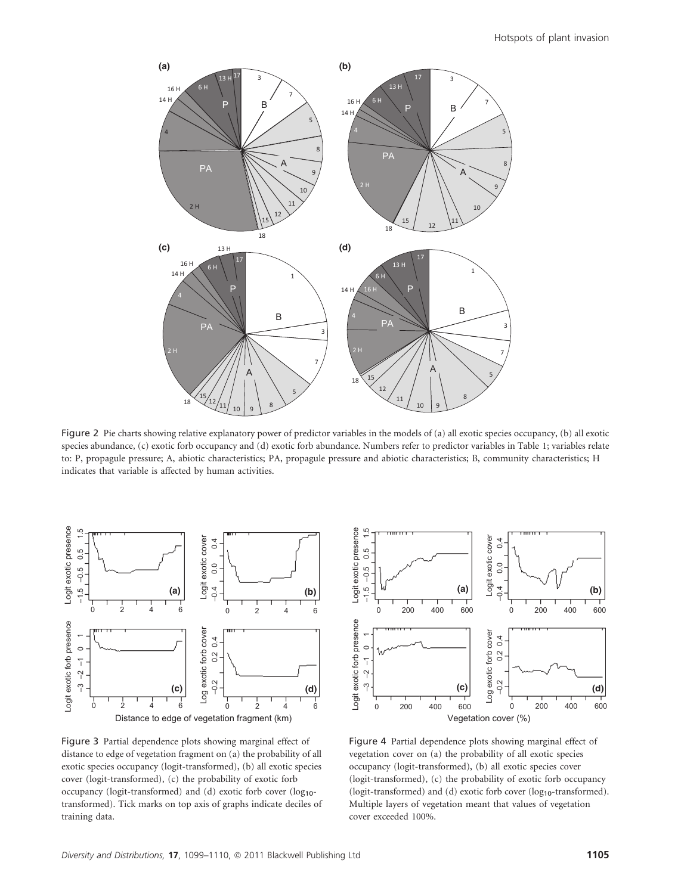Figure 2 Pie charts showing relative explanatory power of predictor variables in the models of (a) all exotic species occupancy, (b) all exotic species abundance, (c) exotic forb occupancy and (d) exotic forb abundance. Numbers refer to predictor variables in Table 1; variables relate to: P, propagule pressure; A, abiotic characteristics; PA, propagule pressure and abiotic characteristics; B, community characteristics; H indicates that variable is affected by human activities.

Figure 3 Partial dependence plots showing marginal effect of distance to edge of vegetation fragment on (a) the probability of all exotic species occupancy (logit-transformed), (b) all exotic species cover (logit-transformed), (c) the probability of exotic forb occupancy (logit-transformed) and (d) exotic forb cover ($\log_{10}$-transformed). Tick marks on top axis of graphs indicate deciles of training data.

Figure 4 Partial dependence plots showing marginal effect of vegetation cover on (a) the probability of all exotic species occupancy (logit-transformed), (b) all exotic species cover (logit-transformed), (c) the probability of exotic forb occupancy (logit-transformed) and (d) exotic forb cover ($\log_{10}$-transformed). Multiple layers of vegetation meant that values of vegetation cover exceeded 100%.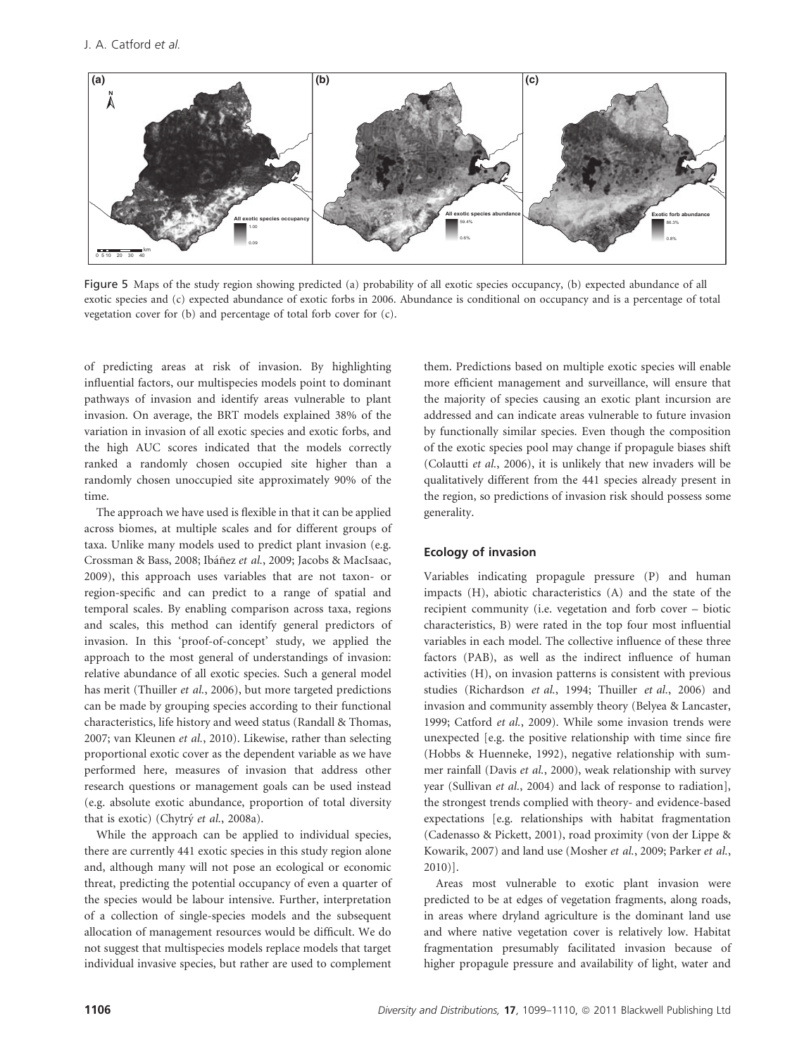Figure 5 Maps of the study region showing predicted (a) probability of all exotic species occupancy, (b) expected abundance of all exotic species and (c) expected abundance of exotic forbs in 2006. Abundance is conditional on occupancy and is a percentage of total vegetation cover for (b) and percentage of total forb cover for (c).

of predicting areas at risk of invasion. By highlighting influential factors, our multispecies models point to dominant pathways of invasion and identify areas vulnerable to plant invasion. On average, the BRT models explained 38% of the variation in invasion of all exotic species and exotic forbs, and the high AUC scores indicated that the models correctly ranked a randomly chosen occupied site higher than a randomly chosen unoccupied site approximately 90% of the time.

The approach we have used is flexible in that it can be applied across biomes, at multiple scales and for different groups of taxa. Unlike many models used to predict plant invasion (e.g. Crossman & Bass, 2008; Ibáñez *et al.*, 2009; Jacobs & MacIsaac, 2009), this approach uses variables that are not taxon- or region-specific and can predict to a range of spatial and temporal scales. By enabling comparison across taxa, regions and scales, this method can identify general predictors of invasion. In this 'proof-of-concept' study, we applied the approach to the most general of understandings of invasion: relative abundance of all exotic species. Such a general model has merit (Thuiller *et al.*, 2006), but more targeted predictions can be made by grouping species according to their functional characteristics, life history and weed status (Randall & Thomas, 2007; van Kleunen *et al.*, 2010). Likewise, rather than selecting proportional exotic cover as the dependent variable as we have performed here, measures of invasion that address other research questions or management goals can be used instead (e.g. absolute exotic abundance, proportion of total diversity that is exotic) (Chytrý *et al.*, 2008a).

While the approach can be applied to individual species, there are currently 441 exotic species in this study region alone and, although many will not pose an ecological or economic threat, predicting the potential occupancy of even a quarter of the species would be labour intensive. Further, interpretation of a collection of single-species models and the subsequent allocation of management resources would be difficult. We do not suggest that multispecies models replace models that target individual invasive species, but rather are used to complement them. Predictions based on multiple exotic species will enable more efficient management and surveillance, will ensure that the majority of species causing an exotic plant incursion are addressed and can indicate areas vulnerable to future invasion by functionally similar species. Even though the composition of the exotic species pool may change if propagule biases shift (Colautti *et al.*, 2006), it is unlikely that new invaders will be qualitatively different from the 441 species already present in the region, so predictions of invasion risk should possess some generality.

### Ecology of invasion

Variables indicating propagule pressure (P) and human impacts (H), abiotic characteristics (A) and the state of the recipient community (i.e. vegetation and forb cover – biotic characteristics, B) were rated in the top four most influential variables in each model. The collective influence of these three factors (PAB), as well as the indirect influence of human activities (H), on invasion patterns is consistent with previous studies (Richardson *et al.*, 1994; Thuiller *et al.*, 2006) and invasion and community assembly theory (Belyea & Lancaster, 1999; Catford *et al.*, 2009). While some invasion trends were unexpected [e.g. the positive relationship with time since fire (Hobbs & Huenneke, 1992), negative relationship with summer rainfall (Davis *et al.*, 2000), weak relationship with survey year (Sullivan *et al.*, 2004) and lack of response to radiation], the strongest trends complied with theory- and evidence-based expectations [e.g. relationships with habitat fragmentation (Cadenasso & Pickett, 2001), road proximity (von der Lippe & Kowarik, 2007) and land use (Mosher *et al.*, 2009; Parker *et al.*, 2010)].

Areas most vulnerable to exotic plant invasion were predicted to be at edges of vegetation fragments, along roads, in areas where dryland agriculture is the dominant land use and where native vegetation cover is relatively low. Habitat fragmentation presumably facilitated invasion because of higher propagule pressure and availability of light, water and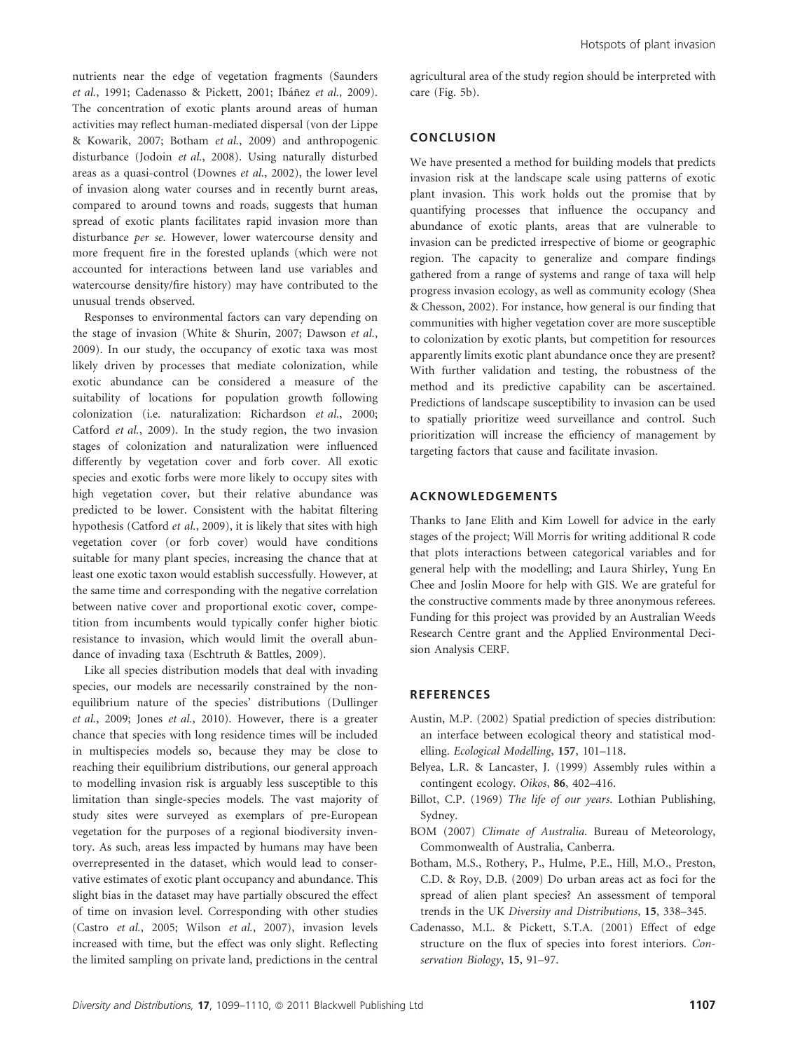nutrients near the edge of vegetation fragments (Saunders *et al.*, 1991; Cadenasso & Pickett, 2001; Ibáñez *et al.*, 2009). The concentration of exotic plants around areas of human activities may reflect human-mediated dispersal (von der Lippe & Kowarik, 2007; Botham *et al.*, 2009) and anthropogenic disturbance (Jodoin *et al.*, 2008). Using naturally disturbed areas as a quasi-control (Downes *et al.*, 2002), the lower level of invasion along water courses and in recently burnt areas, compared to around towns and roads, suggests that human spread of exotic plants facilitates rapid invasion more than disturbance *per se*. However, lower watercourse density and more frequent fire in the forested uplands (which were not accounted for interactions between land use variables and watercourse density/fire history) may have contributed to the unusual trends observed.

Responses to environmental factors can vary depending on the stage of invasion (White & Shurin, 2007; Dawson *et al.*, 2009). In our study, the occupancy of exotic taxa was most likely driven by processes that mediate colonization, while exotic abundance can be considered a measure of the suitability of locations for population growth following colonization (i.e. naturalization: Richardson *et al.*, 2000; Catford *et al.*, 2009). In the study region, the two invasion stages of colonization and naturalization were influenced differently by vegetation cover and forb cover. All exotic species and exotic forbs were more likely to occupy sites with high vegetation cover, but their relative abundance was predicted to be lower. Consistent with the habitat filtering hypothesis (Catford *et al.*, 2009), it is likely that sites with high vegetation cover (or forb cover) would have conditions suitable for many plant species, increasing the chance that at least one exotic taxon would establish successfully. However, at the same time and corresponding with the negative correlation between native cover and proportional exotic cover, competition from incumbents would typically confer higher biotic resistance to invasion, which would limit the overall abundance of invading taxa (Eschtruth & Battles, 2009).

Like all species distribution models that deal with invading species, our models are necessarily constrained by the non-equilibrium nature of the species' distributions (Dullinger *et al.*, 2009; Jones *et al.*, 2010). However, there is a greater chance that species with long residence times will be included in multispecies models so, because they may be close to reaching their equilibrium distributions, our general approach to modelling invasion risk is arguably less susceptible to this limitation than single-species models. The vast majority of study sites were surveyed as exemplars of pre-European vegetation for the purposes of a regional biodiversity inventory. As such, areas less impacted by humans may have been overrepresented in the dataset, which would lead to conservative estimates of exotic plant occupancy and abundance. This slight bias in the dataset may have partially obscured the effect of time on invasion level. Corresponding with other studies (Castro *et al.*, 2005; Wilson *et al.*, 2007), invasion levels increased with time, but the effect was only slight. Reflecting the limited sampling on private land, predictions in the central agricultural area of the study region should be interpreted with care (Fig. 5b).

## CONCLUSION

We have presented a method for building models that predicts invasion risk at the landscape scale using patterns of exotic plant invasion. This work holds out the promise that by quantifying processes that influence the occupancy and abundance of exotic plants, areas that are vulnerable to invasion can be predicted irrespective of biome or geographic region. The capacity to generalize and compare findings gathered from a range of systems and range of taxa will help progress invasion ecology, as well as community ecology (Shea & Chesson, 2002). For instance, how general is our finding that communities with higher vegetation cover are more susceptible to colonization by exotic plants, but competition for resources apparently limits exotic plant abundance once they are present? With further validation and testing, the robustness of the method and its predictive capability can be ascertained. Predictions of landscape susceptibility to invasion can be used to spatially prioritize weed surveillance and control. Such prioritization will increase the efficiency of management by targeting factors that cause and facilitate invasion.

## ACKNOWLEDGEMENTS

Thanks to Jane Elith and Kim Lowell for advice in the early stages of the project; Will Morris for writing additional R code that plots interactions between categorical variables and for general help with the modelling; and Laura Shirley, Yung En Chee and Joslin Moore for help with GIS. We are grateful for the constructive comments made by three anonymous referees. Funding for this project was provided by an Australian Weeds Research Centre grant and the Applied Environmental Decision Analysis CERF.

## REFERENCES

Austin, M.P. (2002) Spatial prediction of species distribution: an interface between ecological theory and statistical modelling. *Ecological Modelling*, **157**, 101–118.

Belyea, L.R. & Lancaster, J. (1999) Assembly rules within a contingent ecology. *Oikos*, **86**, 402–416.

Billot, C.P. (1969) *The life of our years*. Lothian Publishing, Sydney.

BOM (2007) *Climate of Australia*. Bureau of Meteorology, Commonwealth of Australia, Canberra.

Botham, M.S., Rothery, P., Hulme, P.E., Hill, M.O., Preston, C.D. & Roy, D.B. (2009) Do urban areas act as foci for the spread of alien plant species? An assessment of temporal trends in the UK *Diversity and Distributions*, **15**, 338–345.

Cadenasso, M.L. & Pickett, S.T.A. (2001) Effect of edge structure on the flux of species into forest interiors. *Conservation Biology*, **15**, 91–97.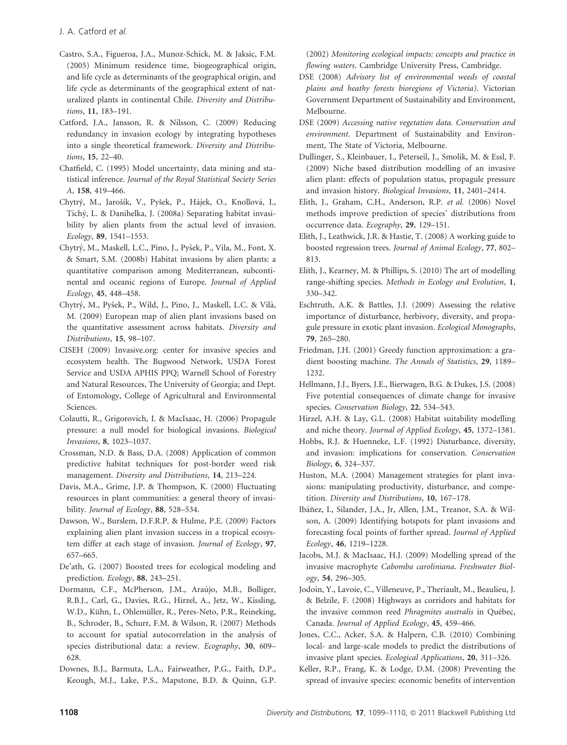Castro, S.A., Figueroa, J.A., Munoz-Schick, M. & Jaksic, F.M. (2005) Minimum residence time, biogeographical origin, and life cycle as determinants of the geographical origin, and life cycle as determinants of the geographical extent of naturalized plants in continental Chile. *Diversity and Distributions*, **11**, 183–191.

Catford, J.A., Jansson, R. & Nilsson, C. (2009) Reducing redundancy in invasion ecology by integrating hypotheses into a single theoretical framework. *Diversity and Distributions*, **15**, 22–40.

Chatfield, C. (1995) Model uncertainty, data mining and statistical inference. *Journal of the Royal Statistical Society Series A*, **158**, 419–466.

Chytrý, M., Jarošík, V., Pyšek, P., Hájek, O., Knollová, I., Tichý, L. & Danihelka, J. (2008a) Separating habitat invasibility by alien plants from the actual level of invasion. *Ecology*, **89**, 1541–1553.

Chytrý, M., Maskell, L.C., Pino, J., Pyšek, P., Vila, M., Font, X. & Smart, S.M. (2008b) Habitat invasions by alien plants: a quantitative comparison among Mediterranean, subcontinental and oceanic regions of Europe. *Journal of Applied Ecology*, **45**, 448–458.

Chytrý, M., Pyšek, P., Wild, J., Pino, J., Maskell, L.C. & Vilà, M. (2009) European map of alien plant invasions based on the quantitative assessment across habitats. *Diversity and Distributions*, **15**, 98–107.

CISEH (2009) Invasive.org: center for invasive species and ecosystem health. The Bugwood Network, USDA Forest Service and USDA APHIS PPQ; Warnell School of Forestry and Natural Resources, The University of Georgia; and Dept. of Entomology, College of Agricultural and Environmental Sciences.

Colautti, R., Grigorovich, I. & MacIsaac, H. (2006) Propagule pressure: a null model for biological invasions. *Biological Invasions*, **8**, 1023–1037.

Crossman, N.D. & Bass, D.A. (2008) Application of common predictive habitat techniques for post-border weed risk management. *Diversity and Distributions*, **14**, 213–224.

Davis, M.A., Grime, J.P. & Thompson, K. (2000) Fluctuating resources in plant communities: a general theory of invasibility. *Journal of Ecology*, **88**, 528–534.

Dawson, W., Burslem, D.F.R.P. & Hulme, P.E. (2009) Factors explaining alien plant invasion success in a tropical ecosystem differ at each stage of invasion. *Journal of Ecology*, **97**, 657–665.

De'ath, G. (2007) Boosted trees for ecological modeling and prediction. *Ecology*, **88**, 243–251.

Dormann, C.F., McPherson, J.M., Araújo, M.B., Bolliger, R.B.J., Carl, G., Davies, R.G., Hirzel, A., Jetz, W., Kissling, W.D., Kühn, I., Ohlemüller, R., Peres-Neto, P.R., Reineking, B., Schroder, B., Schurr, F.M. & Wilson, R. (2007) Methods to account for spatial autocorrelation in the analysis of species distributional data: a review. *Ecography*, **30**, 609–628.

Downes, B.J., Barmuta, L.A., Fairweather, P.G., Faith, D.P., Keough, M.J., Lake, P.S., Mapstone, B.D. & Quinn, G.P. (2002) *Monitoring ecological impacts: concepts and practice in flowing waters*. Cambridge University Press, Cambridge.

DSE (2008) *Advisory list of environmental weeds of coastal plains and heathy forests bioregions of Victoria)*. Victorian Government Department of Sustainability and Environment, Melbourne.

DSE (2009) *Accessing native vegetation data. Conservation and environment*. Department of Sustainability and Environment, The State of Victoria, Melbourne.

Dullinger, S., Kleinbauer, I., Peterseil, J., Smolik, M. & Essl, F. (2009) Niche based distribution modelling of an invasive alien plant: effects of population status, propagule pressure and invasion history. *Biological Invasions*, **11**, 2401–2414.

Elith, J., Graham, C.H., Anderson, R.P. *et al.* (2006) Novel methods improve prediction of species' distributions from occurrence data. *Ecography*, **29**, 129–151.

Elith, J., Leathwick, J.R. & Hastie, T. (2008) A working guide to boosted regression trees. *Journal of Animal Ecology*, **77**, 802–813.

Elith, J., Kearney, M. & Phillips, S. (2010) The art of modelling range-shifting species. *Methods in Ecology and Evolution*, **1**, 330–342.

Eschtruth, A.K. & Battles, J.J. (2009) Assessing the relative importance of disturbance, herbivory, diversity, and propagule pressure in exotic plant invasion. *Ecological Monographs*, **79**, 265–280.

Friedman, J.H. (2001) Greedy function approximation: a gradient boosting machine. *The Annals of Statistics*, **29**, 1189–1232.

Hellmann, J.J., Byers, J.E., Bierwagen, B.G. & Dukes, J.S. (2008) Five potential consequences of climate change for invasive species. *Conservation Biology*, **22**, 534–543.

Hirzel, A.H. & Lay, G.L. (2008) Habitat suitability modelling and niche theory. *Journal of Applied Ecology*, **45**, 1372–1381.

Hobbs, R.J. & Huenneke, L.F. (1992) Disturbance, diversity, and invasion: implications for conservation. *Conservation Biology*, **6**, 324–337.

Huston, M.A. (2004) Management strategies for plant invasions: manipulating productivity, disturbance, and competition. *Diversity and Distributions*, **10**, 167–178.

Ibáñez, I., Silander, J.A., Jr, Allen, J.M., Treanor, S.A. & Wilson, A. (2009) Identifying hotspots for plant invasions and forecasting focal points of further spread. *Journal of Applied Ecology*, **46**, 1219–1228.

Jacobs, M.J. & MacIsaac, H.J. (2009) Modelling spread of the invasive macrophyte *Cabomba caroliniana*. *Freshwater Biology*, **54**, 296–305.

Jodoin, Y., Lavoie, C., Villeneuve, P., Theriault, M., Beaulieu, J. & Belzile, F. (2008) Highways as corridors and habitats for the invasive common reed *Phragmites australis* in Québec, Canada. *Journal of Applied Ecology*, **45**, 459–466.

Jones, C.C., Acker, S.A. & Halpern, C.B. (2010) Combining local- and large-scale models to predict the distributions of invasive plant species. *Ecological Applications*, **20**, 311–326.

Keller, R.P., Frang, K. & Lodge, D.M. (2008) Preventing the spread of invasive species: economic benefits of intervention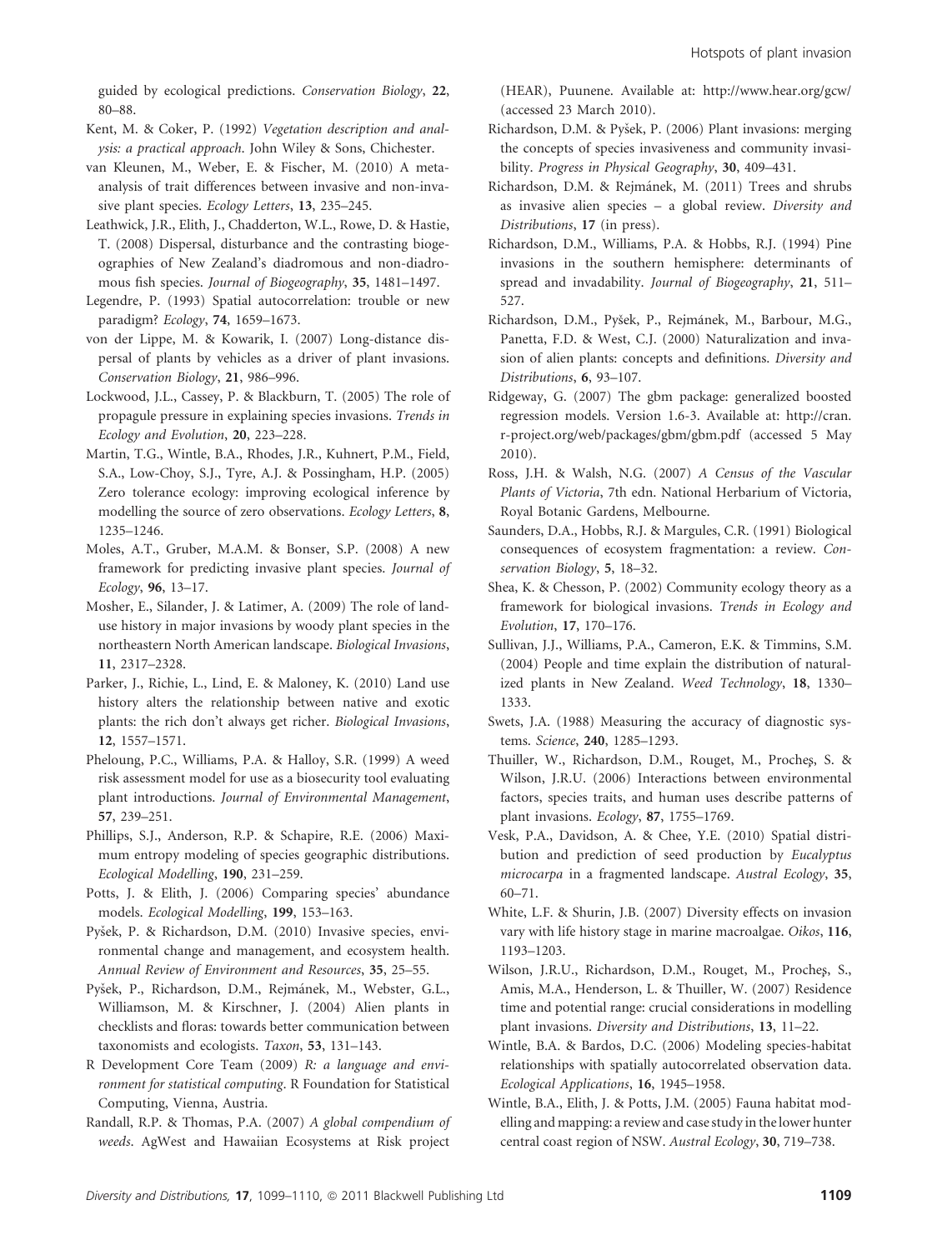guided by ecological predictions. *Conservation Biology*, **22**, 80–88.

Kent, M. & Coker, P. (1992) *Vegetation description and analysis: a practical approach*. John Wiley & Sons, Chichester.

van Kleunen, M., Weber, E. & Fischer, M. (2010) A meta-analysis of trait differences between invasive and non-invasive plant species. *Ecology Letters*, **13**, 235–245.

Leathwick, J.R., Elith, J., Chadderton, W.L., Rowe, D. & Hastie, T. (2008) Dispersal, disturbance and the contrasting biogeographies of New Zealand's diadromous and non-diadromous fish species. *Journal of Biogeography*, **35**, 1481–1497.

Legendre, P. (1993) Spatial autocorrelation: trouble or new paradigm? *Ecology*, **74**, 1659–1673.

von der Lippe, M. & Kowarik, I. (2007) Long-distance dispersal of plants by vehicles as a driver of plant invasions. *Conservation Biology*, **21**, 986–996.

Lockwood, J.L., Cassey, P. & Blackburn, T. (2005) The role of propagule pressure in explaining species invasions. *Trends in Ecology and Evolution*, **20**, 223–228.

Martin, T.G., Wintle, B.A., Rhodes, J.R., Kuhnert, P.M., Field, S.A., Low-Choy, S.J., Tyre, A.J. & Possingham, H.P. (2005) Zero tolerance ecology: improving ecological inference by modelling the source of zero observations. *Ecology Letters*, **8**, 1235–1246.

Moles, A.T., Gruber, M.A.M. & Bonser, S.P. (2008) A new framework for predicting invasive plant species. *Journal of Ecology*, **96**, 13–17.

Mosher, E., Silander, J. & Latimer, A. (2009) The role of land-use history in major invasions by woody plant species in the northeastern North American landscape. *Biological Invasions*, **11**, 2317–2328.

Parker, J., Richie, L., Lind, E. & Maloney, K. (2010) Land use history alters the relationship between native and exotic plants: the rich don't always get richer. *Biological Invasions*, **12**, 1557–1571.

Pheloung, P.C., Williams, P.A. & Halloy, S.R. (1999) A weed risk assessment model for use as a biosecurity tool evaluating plant introductions. *Journal of Environmental Management*, **57**, 239–251.

Phillips, S.J., Anderson, R.P. & Schapire, R.E. (2006) Maximum entropy modeling of species geographic distributions. *Ecological Modelling*, **190**, 231–259.

Potts, J. & Elith, J. (2006) Comparing species' abundance models. *Ecological Modelling*, **199**, 153–163.

Pyšek, P. & Richardson, D.M. (2010) Invasive species, environmental change and management, and ecosystem health. *Annual Review of Environment and Resources*, **35**, 25–55.

Pyšek, P., Richardson, D.M., Rejmánek, M., Webster, G.L., Williamson, M. & Kirschner, J. (2004) Alien plants in checklists and floras: towards better communication between taxonomists and ecologists. *Taxon*, **53**, 131–143.

R Development Core Team (2009) *R: a language and environment for statistical computing*. R Foundation for Statistical Computing, Vienna, Austria.

Randall, R.P. & Thomas, P.A. (2007) *A global compendium of weeds*. AgWest and Hawaiian Ecosystems at Risk project (HEAR), Puunene. Available at: http://www.hear.org/gcw/ (accessed 23 March 2010).

Richardson, D.M. & Pyšek, P. (2006) Plant invasions: merging the concepts of species invasiveness and community invasibility. *Progress in Physical Geography*, **30**, 409–431.

Richardson, D.M. & Rejmánek, M. (2011) Trees and shrubs as invasive alien species – a global review. *Diversity and Distributions*, **17** (in press).

Richardson, D.M., Williams, P.A. & Hobbs, R.J. (1994) Pine invasions in the southern hemisphere: determinants of spread and invadability. *Journal of Biogeography*, **21**, 511–527.

Richardson, D.M., Pyšek, P., Rejmánek, M., Barbour, M.G., Panetta, F.D. & West, C.J. (2000) Naturalization and invasion of alien plants: concepts and definitions. *Diversity and Distributions*, **6**, 93–107.

Ridgeway, G. (2007) The gbm package: generalized boosted regression models. Version 1.6-3. Available at: http://cran.r-project.org/web/packages/gbm/gbm.pdf (accessed 5 May 2010).

Ross, J.H. & Walsh, N.G. (2007) *A Census of the Vascular Plants of Victoria*, 7th edn. National Herbarium of Victoria, Royal Botanic Gardens, Melbourne.

Saunders, D.A., Hobbs, R.J. & Margules, C.R. (1991) Biological consequences of ecosystem fragmentation: a review. *Conservation Biology*, **5**, 18–32.

Shea, K. & Chesson, P. (2002) Community ecology theory as a framework for biological invasions. *Trends in Ecology and Evolution*, **17**, 170–176.

Sullivan, J.J., Williams, P.A., Cameron, E.K. & Timmins, S.M. (2004) People and time explain the distribution of naturalized plants in New Zealand. *Weed Technology*, **18**, 1330–1333.

Swets, J.A. (1988) Measuring the accuracy of diagnostic systems. *Science*, **240**, 1285–1293.

Thuiller, W., Richardson, D.M., Rouget, M., Procheş, S. & Wilson, J.R.U. (2006) Interactions between environmental factors, species traits, and human uses describe patterns of plant invasions. *Ecology*, **87**, 1755–1769.

Vesk, P.A., Davidson, A. & Chee, Y.E. (2010) Spatial distribution and prediction of seed production by *Eucalyptus microcarpa* in a fragmented landscape. *Austral Ecology*, **35**, 60–71.

White, L.F. & Shurin, J.B. (2007) Diversity effects on invasion vary with life history stage in marine macroalgae. *Oikos*, **116**, 1193–1203.

Wilson, J.R.U., Richardson, D.M., Rouget, M., Procheş, S., Amis, M.A., Henderson, L. & Thuiller, W. (2007) Residence time and potential range: crucial considerations in modelling plant invasions. *Diversity and Distributions*, **13**, 11–22.

Wintle, B.A. & Bardos, D.C. (2006) Modeling species-habitat relationships with spatially autocorrelated observation data. *Ecological Applications*, **16**, 1945–1958.

Wintle, B.A., Elith, J. & Potts, J.M. (2005) Fauna habitat modelling and mapping: a review and case study in the lower hunter central coast region of NSW. *Austral Ecology*, **30**, 719–738.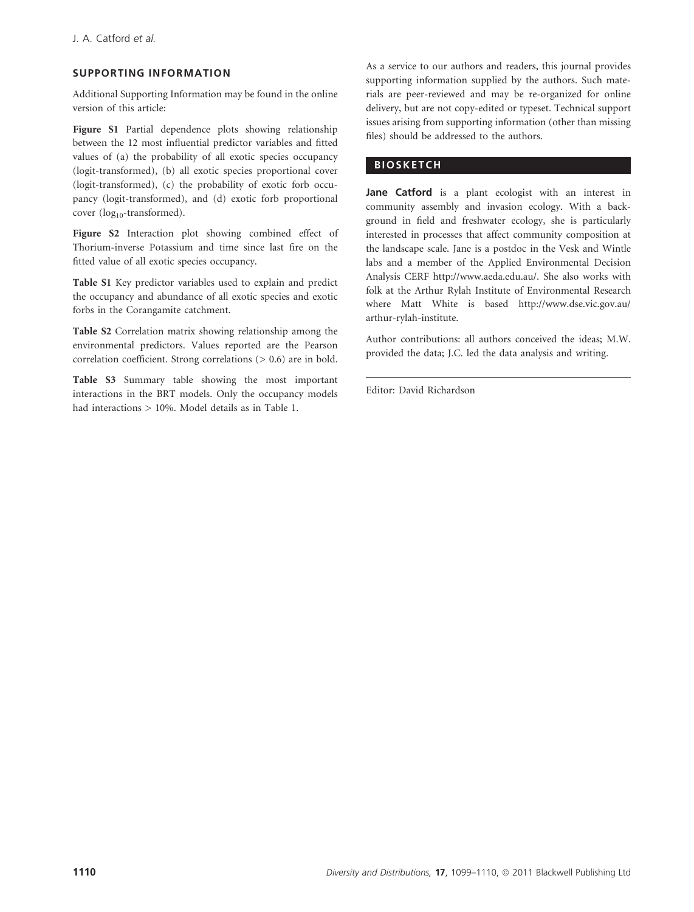## SUPPORTING INFORMATION

Additional Supporting Information may be found in the online version of this article:

**Figure S1** Partial dependence plots showing relationship between the 12 most influential predictor variables and fitted values of (a) the probability of all exotic species occupancy (logit-transformed), (b) all exotic species proportional cover (logit-transformed), (c) the probability of exotic forb occupancy (logit-transformed), and (d) exotic forb proportional cover ($\log_{10}$-transformed).

**Figure S2** Interaction plot showing combined effect of Thorium-inverse Potassium and time since last fire on the fitted value of all exotic species occupancy.

**Table S1** Key predictor variables used to explain and predict the occupancy and abundance of all exotic species and exotic forbs in the Corangamite catchment.

**Table S2** Correlation matrix showing relationship among the environmental predictors. Values reported are the Pearson correlation coefficient. Strong correlations (> 0.6) are in bold.

**Table S3** Summary table showing the most important interactions in the BRT models. Only the occupancy models had interactions > 10%. Model details as in Table 1.

As a service to our authors and readers, this journal provides supporting information supplied by the authors. Such materials are peer-reviewed and may be re-organized for online delivery, but are not copy-edited or typeset. Technical support issues arising from supporting information (other than missing files) should be addressed to the authors.

## BIOSKETCH

**Jane Catford** is a plant ecologist with an interest in community assembly and invasion ecology. With a background in field and freshwater ecology, she is particularly interested in processes that affect community composition at the landscape scale. Jane is a postdoc in the Vesk and Wintle labs and a member of the Applied Environmental Decision Analysis CERF http://www.aeda.edu.au/. She also works with folk at the Arthur Rylah Institute of Environmental Research where Matt White is based http://www.dse.vic.gov.au/arthur-rylah-institute.

Author contributions: all authors conceived the ideas; M.W. provided the data; J.C. led the data analysis and writing.

Editor: David Richardson